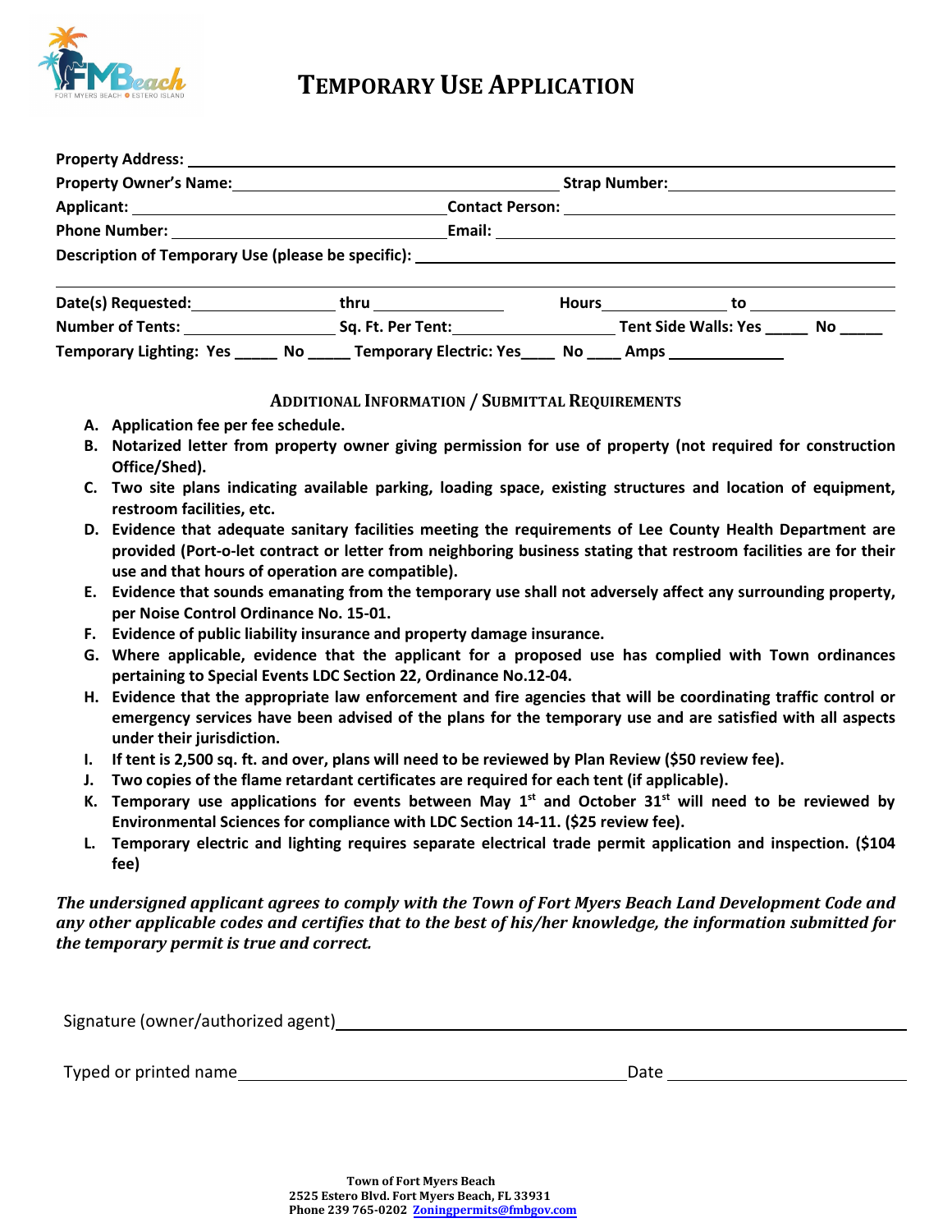# TEMPORARY USE APPLICATION

**Property Address:** \_\_\_\_\_\_\_\_\_\_\_\_\_\_\_\_\_\_\_\_\_\_\_\_\_\_\_\_\_\_\_\_\_\_\_\_\_\_\_\_

**Property Owner's Name:** \_\_\_\_\_\_\_\_\_\_\_\_\_\_\_\_\_\_\_\_\_\_\_\_ **Strap Number:** \_\_\_\_\_\_\_\_\_\_\_\_\_\_\_\_

**Applicant:** \_\_\_\_\_\_\_\_\_\_\_\_\_\_\_\_\_\_\_\_\_\_\_\_ **Contact Person:** \_\_\_\_\_\_\_\_\_\_\_\_\_\_\_\_\_\_\_\_\_\_\_\_

**Phone Number:** \_\_\_\_\_\_\_\_\_\_\_\_\_\_\_\_\_\_\_\_\_\_\_\_ **Email:** \_\_\_\_\_\_\_\_\_\_\_\_\_\_\_\_\_\_\_\_\_\_\_\_

**Description of Temporary Use (please be specific):** \_\_\_\_\_\_\_\_\_\_\_\_\_\_\_\_\_\_\_\_\_\_\_\_

\_\_\_\_\_\_\_\_\_\_\_\_\_\_\_\_\_\_\_\_\_\_\_\_\_\_\_\_\_\_\_\_\_\_\_\_\_\_\_\_\_\_\_\_\_\_\_\_\_\_\_\_\_\_\_\_\_\_\_\_

**Date(s) Requested:** \_\_\_\_\_\_\_\_\_\_\_\_ **thru** \_\_\_\_\_\_\_\_\_\_\_\_ **Hours** \_\_\_\_\_\_\_\_\_\_\_\_ **to** \_\_\_\_\_\_\_\_\_\_\_\_

**Number of Tents:** \_\_\_\_\_\_\_\_\_\_\_\_ **Sq. Ft. Per Tent:** \_\_\_\_\_\_\_\_\_\_\_\_ **Tent Side Walls: Yes** \_\_\_\_\_ **No** \_\_\_\_\_

**Temporary Lighting: Yes** \_\_\_\_\_ **No** \_\_\_\_\_ **Temporary Electric: Yes**\_\_\_\_ **No** \_\_\_\_ **Amps** \_\_\_\_\_\_\_\_\_\_\_\_

## ADDITIONAL INFORMATION / SUBMITTAL REQUIREMENTS

A. **Application fee per fee schedule.**
B. **Notarized letter from property owner giving permission for use of property (not required for construction Office/Shed).**
C. **Two site plans indicating available parking, loading space, existing structures and location of equipment, restroom facilities, etc.**
D. **Evidence that adequate sanitary facilities meeting the requirements of Lee County Health Department are provided (Port-o-let contract or letter from neighboring business stating that restroom facilities are for their use and that hours of operation are compatible).**
E. **Evidence that sounds emanating from the temporary use shall not adversely affect any surrounding property, per Noise Control Ordinance No. 15-01.**
F. **Evidence of public liability insurance and property damage insurance.**
G. **Where applicable, evidence that the applicant for a proposed use has complied with Town ordinances pertaining to Special Events LDC Section 22, Ordinance No.12-04.**
H. **Evidence that the appropriate law enforcement and fire agencies that will be coordinating traffic control or emergency services have been advised of the plans for the temporary use and are satisfied with all aspects under their jurisdiction.**
I. **If tent is 2,500 sq. ft. and over, plans will need to be reviewed by Plan Review ($50 review fee).**
J. **Two copies of the flame retardant certificates are required for each tent (if applicable).**
K. **Temporary use applications for events between May 1st and October 31st will need to be reviewed by Environmental Sciences for compliance with LDC Section 14-11. ($25 review fee).**
L. **Temporary electric and lighting requires separate electrical trade permit application and inspection. ($104 fee)**

***The undersigned applicant agrees to comply with the Town of Fort Myers Beach Land Development Code and any other applicable codes and certifies that to the best of his/her knowledge, the information submitted for the temporary permit is true and correct.***

Signature (owner/authorized agent)\_\_\_\_\_\_\_\_\_\_\_\_\_\_\_\_\_\_\_\_\_\_\_\_\_\_\_\_\_\_\_\_\_\_\_\_\_\_\_\_

Typed or printed name\_\_\_\_\_\_\_\_\_\_\_\_\_\_\_\_\_\_\_\_\_\_\_\_\_\_\_\_\_\_\_\_ Date \_\_\_\_\_\_\_\_\_\_\_\_\_\_\_\_

**Town of Fort Myers Beach**
**2525 Estero Blvd. Fort Myers Beach, FL 33931**
**Phone 239 765-0202 Zoningpermits@fmbgov.com**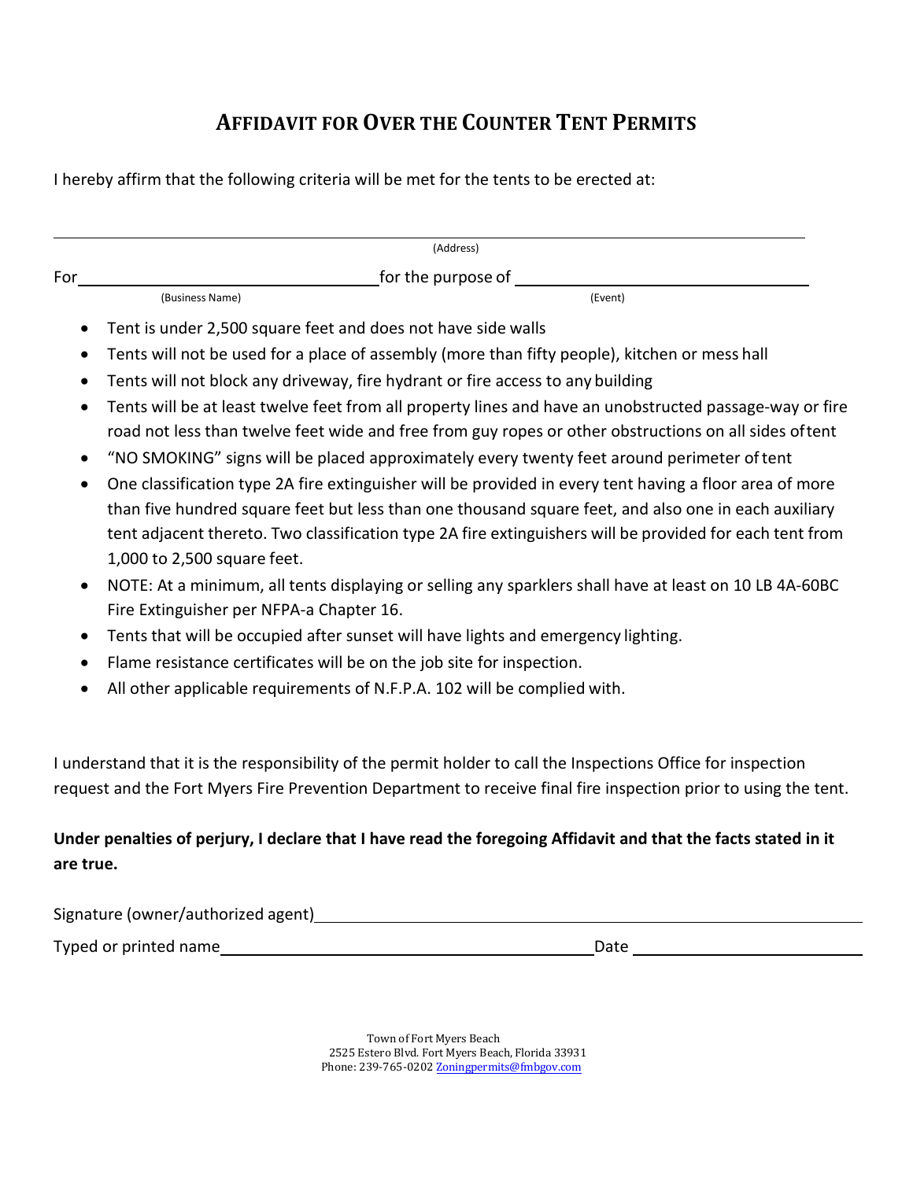# AFFIDAVIT FOR OVER THE COUNTER TENT PERMITS

I hereby affirm that the following criteria will be met for the tents to be erected at:

______________________________________________________________________________
(Address)

For ______________________ for the purpose of ______________________
(Business Name) (Event)

- Tent is under 2,500 square feet and does not have side walls
- Tents will not be used for a place of assembly (more than fifty people), kitchen or mess hall
- Tents will not block any driveway, fire hydrant or fire access to any building
- Tents will be at least twelve feet from all property lines and have an unobstructed passage-way or fire road not less than twelve feet wide and free from guy ropes or other obstructions on all sides of tent
- "NO SMOKING" signs will be placed approximately every twenty feet around perimeter of tent
- One classification type 2A fire extinguisher will be provided in every tent having a floor area of more than five hundred square feet but less than one thousand square feet, and also one in each auxiliary tent adjacent thereto. Two classification type 2A fire extinguishers will be provided for each tent from 1,000 to 2,500 square feet.
- NOTE: At a minimum, all tents displaying or selling any sparklers shall have at least on 10 LB 4A-60BC Fire Extinguisher per NFPA-a Chapter 16.
- Tents that will be occupied after sunset will have lights and emergency lighting.
- Flame resistance certificates will be on the job site for inspection.
- All other applicable requirements of N.F.P.A. 102 will be complied with.

I understand that it is the responsibility of the permit holder to call the Inspections Office for inspection request and the Fort Myers Fire Prevention Department to receive final fire inspection prior to using the tent.

**Under penalties of perjury, I declare that I have read the foregoing Affidavit and that the facts stated in it are true.**

Signature (owner/authorized agent) ______________________________

Typed or printed name ______________________ Date ______________

Town of Fort Myers Beach
2525 Estero Blvd. Fort Myers Beach, Florida 33931
Phone: 239-765-0202 Zoningpermits@fmbgov.com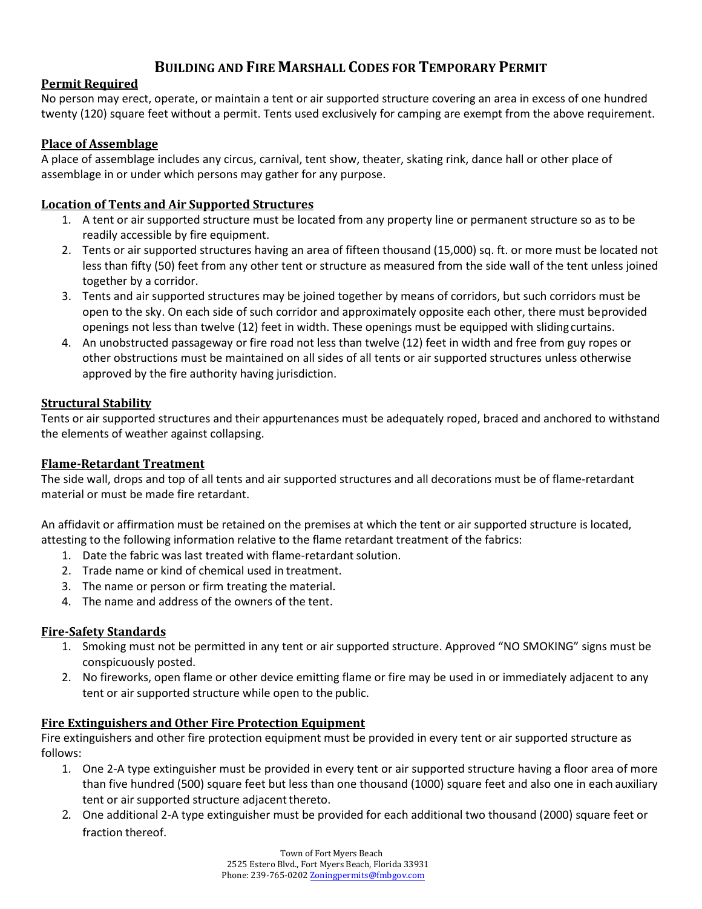# BUILDING AND FIRE MARSHALL CODES FOR TEMPORARY PERMIT

## Permit Required

No person may erect, operate, or maintain a tent or air supported structure covering an area in excess of one hundred twenty (120) square feet without a permit. Tents used exclusively for camping are exempt from the above requirement.

## Place of Assemblage

A place of assemblage includes any circus, carnival, tent show, theater, skating rink, dance hall or other place of assemblage in or under which persons may gather for any purpose.

## Location of Tents and Air Supported Structures

1. A tent or air supported structure must be located from any property line or permanent structure so as to be readily accessible by fire equipment.
2. Tents or air supported structures having an area of fifteen thousand (15,000) sq. ft. or more must be located not less than fifty (50) feet from any other tent or structure as measured from the side wall of the tent unless joined together by a corridor.
3. Tents and air supported structures may be joined together by means of corridors, but such corridors must be open to the sky. On each side of such corridor and approximately opposite each other, there must be provided openings not less than twelve (12) feet in width. These openings must be equipped with sliding curtains.
4. An unobstructed passageway or fire road not less than twelve (12) feet in width and free from guy ropes or other obstructions must be maintained on all sides of all tents or air supported structures unless otherwise approved by the fire authority having jurisdiction.

## Structural Stability

Tents or air supported structures and their appurtenances must be adequately roped, braced and anchored to withstand the elements of weather against collapsing.

## Flame-Retardant Treatment

The side wall, drops and top of all tents and air supported structures and all decorations must be of flame-retardant material or must be made fire retardant.

An affidavit or affirmation must be retained on the premises at which the tent or air supported structure is located, attesting to the following information relative to the flame retardant treatment of the fabrics:

1. Date the fabric was last treated with flame-retardant solution.
2. Trade name or kind of chemical used in treatment.
3. The name or person or firm treating the material.
4. The name and address of the owners of the tent.

## Fire-Safety Standards

1. Smoking must not be permitted in any tent or air supported structure. Approved "NO SMOKING" signs must be conspicuously posted.
2. No fireworks, open flame or other device emitting flame or fire may be used in or immediately adjacent to any tent or air supported structure while open to the public.

## Fire Extinguishers and Other Fire Protection Equipment

Fire extinguishers and other fire protection equipment must be provided in every tent or air supported structure as follows:

1. One 2-A type extinguisher must be provided in every tent or air supported structure having a floor area of more than five hundred (500) square feet but less than one thousand (1000) square feet and also one in each auxiliary tent or air supported structure adjacent thereto.
2. One additional 2-A type extinguisher must be provided for each additional two thousand (2000) square feet or fraction thereof.

Town of Fort Myers Beach
2525 Estero Blvd., Fort Myers Beach, Florida 33931
Phone: 239-765-0202 Zoningpermits@fmbgov.com